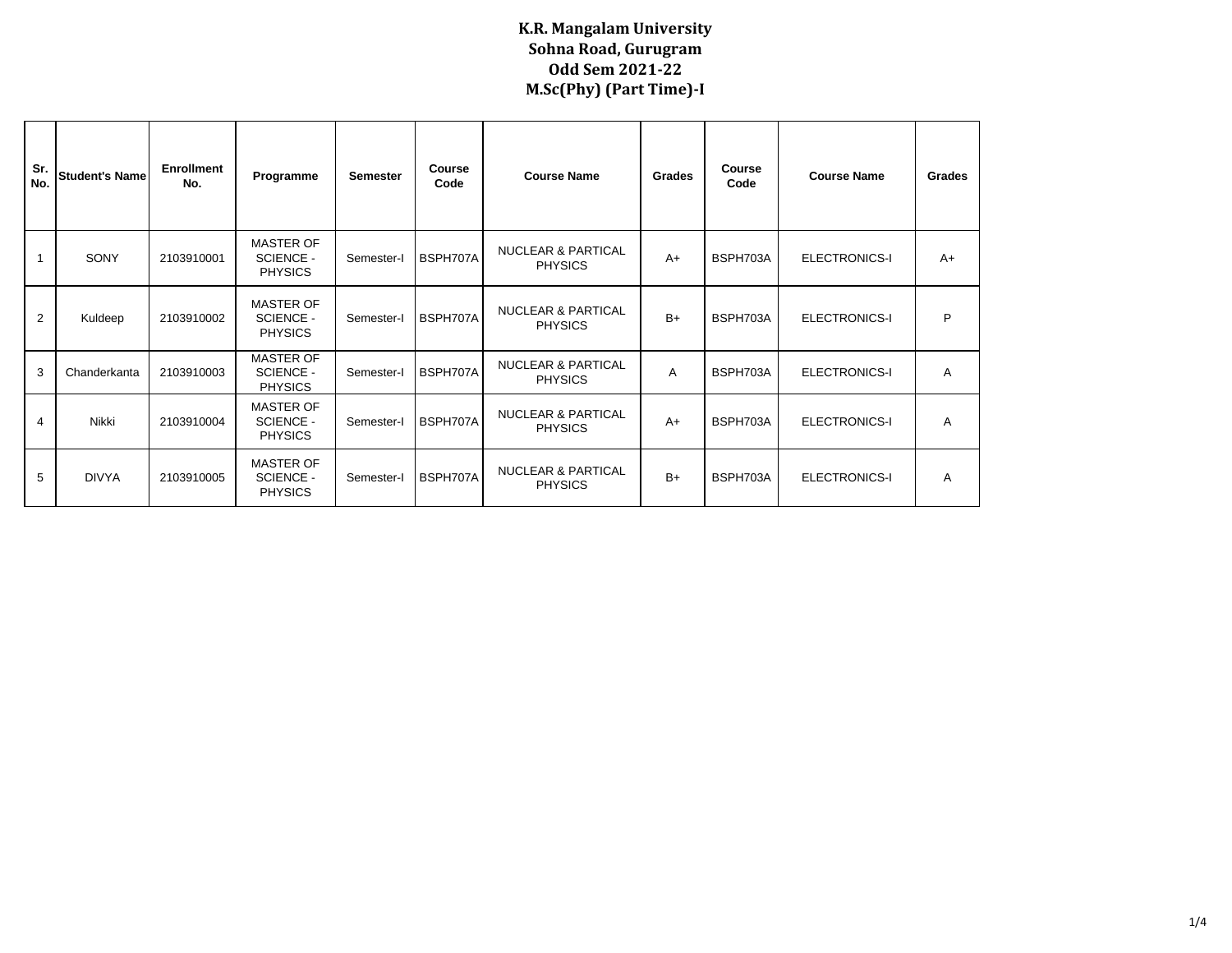**K.R. Mangalam University**
**Sohna Road, Gurugram**
**Odd Sem 2021-22**
**M.Sc(Phy) (Part Time)-I**

| Sr. No. | Student's Name | Enrollment No. | Programme | Semester | Course Code | Course Name | Grades | Course Code | Course Name | Grades |
|---|---|---|---|---|---|---|---|---|---|---|
| 1 | SONY | 2103910001 | MASTER OF SCIENCE - PHYSICS | Semester-I | BSPH707A | NUCLEAR & PARTICAL PHYSICS | A+ | BSPH703A | ELECTRONICS-I | A+ |
| 2 | Kuldeep | 2103910002 | MASTER OF SCIENCE - PHYSICS | Semester-I | BSPH707A | NUCLEAR & PARTICAL PHYSICS | B+ | BSPH703A | ELECTRONICS-I | P |
| 3 | Chanderkanta | 2103910003 | MASTER OF SCIENCE - PHYSICS | Semester-I | BSPH707A | NUCLEAR & PARTICAL PHYSICS | A | BSPH703A | ELECTRONICS-I | A |
| 4 | Nikki | 2103910004 | MASTER OF SCIENCE - PHYSICS | Semester-I | BSPH707A | NUCLEAR & PARTICAL PHYSICS | A+ | BSPH703A | ELECTRONICS-I | A |
| 5 | DIVYA | 2103910005 | MASTER OF SCIENCE - PHYSICS | Semester-I | BSPH707A | NUCLEAR & PARTICAL PHYSICS | B+ | BSPH703A | ELECTRONICS-I | A |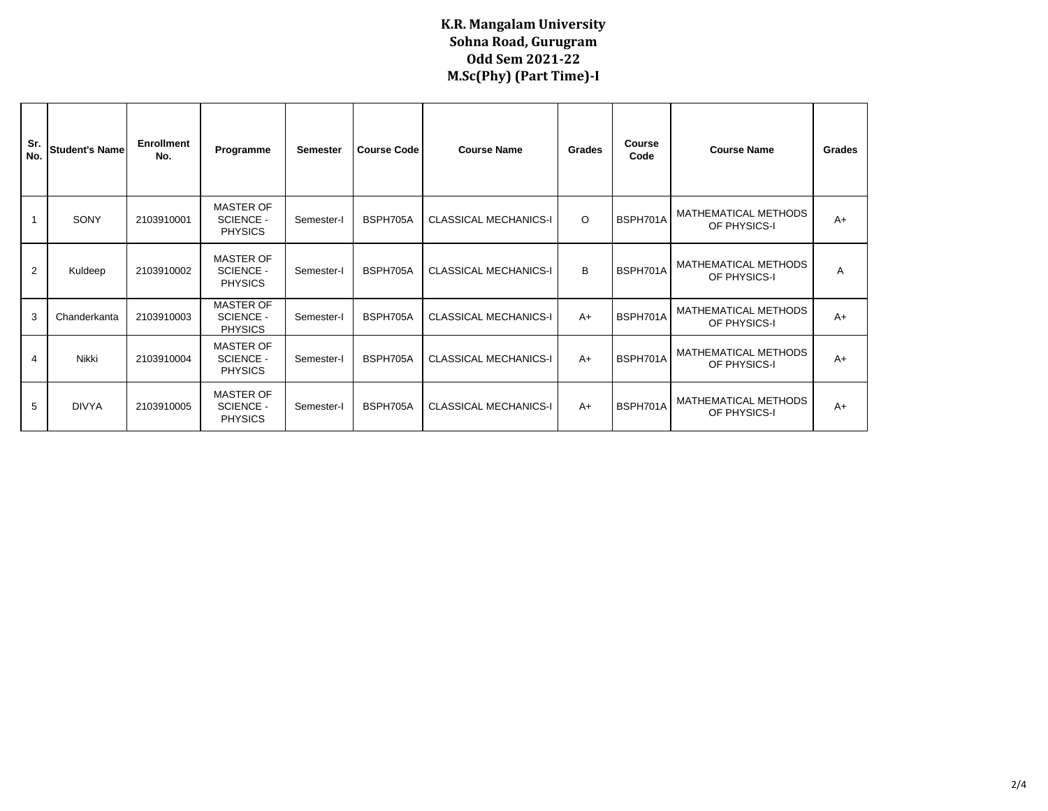**K.R. Mangalam University**
**Sohna Road, Gurugram**
**Odd Sem 2021-22**
**M.Sc(Phy) (Part Time)-I**

| Sr. No. | Student's Name | Enrollment No. | Programme | Semester | Course Code | Course Name | Grades | Course Code | Course Name | Grades |
|---|---|---|---|---|---|---|---|---|---|---|
| 1 | SONY | 2103910001 | MASTER OF SCIENCE - PHYSICS | Semester-I | BSPH705A | CLASSICAL MECHANICS-I | O | BSPH701A | MATHEMATICAL METHODS OF PHYSICS-I | A+ |
| 2 | Kuldeep | 2103910002 | MASTER OF SCIENCE - PHYSICS | Semester-I | BSPH705A | CLASSICAL MECHANICS-I | B | BSPH701A | MATHEMATICAL METHODS OF PHYSICS-I | A |
| 3 | Chanderkanta | 2103910003 | MASTER OF SCIENCE - PHYSICS | Semester-I | BSPH705A | CLASSICAL MECHANICS-I | A+ | BSPH701A | MATHEMATICAL METHODS OF PHYSICS-I | A+ |
| 4 | Nikki | 2103910004 | MASTER OF SCIENCE - PHYSICS | Semester-I | BSPH705A | CLASSICAL MECHANICS-I | A+ | BSPH701A | MATHEMATICAL METHODS OF PHYSICS-I | A+ |
| 5 | DIVYA | 2103910005 | MASTER OF SCIENCE - PHYSICS | Semester-I | BSPH705A | CLASSICAL MECHANICS-I | A+ | BSPH701A | MATHEMATICAL METHODS OF PHYSICS-I | A+ |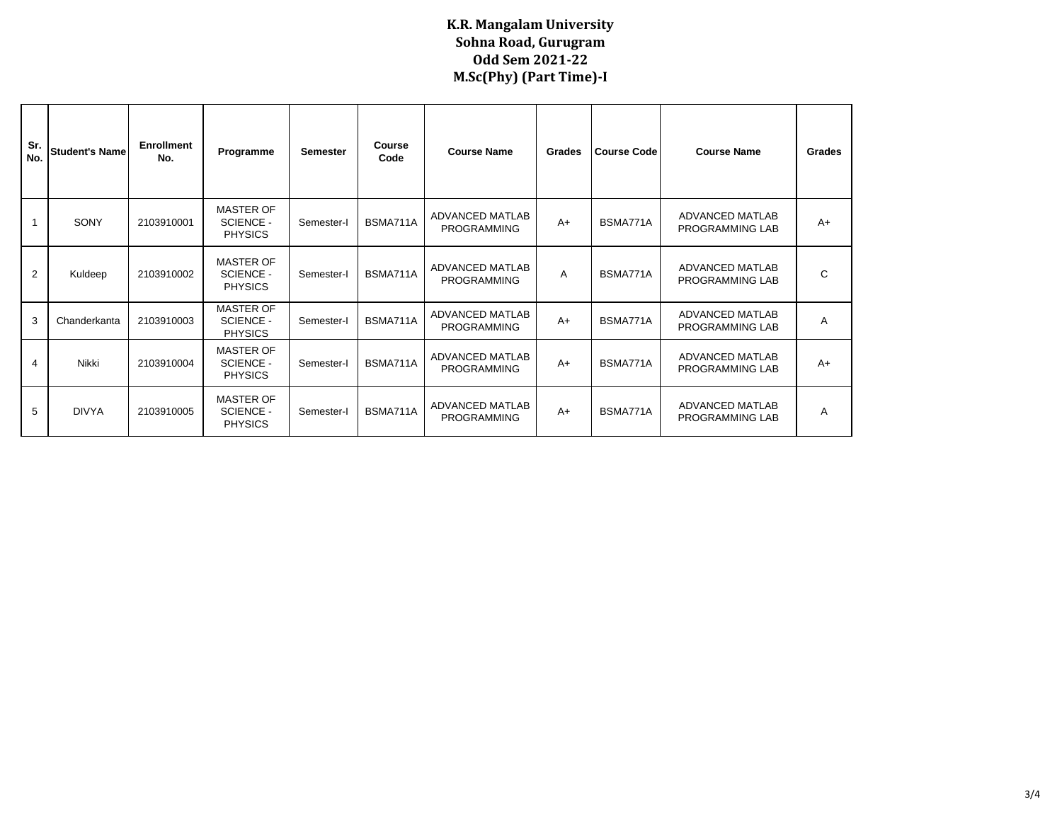# K.R. Mangalam University
## Sohna Road, Gurugram
## Odd Sem 2021-22
## M.Sc(Phy) (Part Time)-I

| Sr. No. | Student's Name | Enrollment No. | Programme | Semester | Course Code | Course Name | Grades | Course Code | Course Name | Grades |
|---|---|---|---|---|---|---|---|---|---|---|
| 1 | SONY | 2103910001 | MASTER OF SCIENCE - PHYSICS | Semester-I | BSMA711A | ADVANCED MATLAB PROGRAMMING | A+ | BSMA771A | ADVANCED MATLAB PROGRAMMING LAB | A+ |
| 2 | Kuldeep | 2103910002 | MASTER OF SCIENCE - PHYSICS | Semester-I | BSMA711A | ADVANCED MATLAB PROGRAMMING | A | BSMA771A | ADVANCED MATLAB PROGRAMMING LAB | C |
| 3 | Chanderkanta | 2103910003 | MASTER OF SCIENCE - PHYSICS | Semester-I | BSMA711A | ADVANCED MATLAB PROGRAMMING | A+ | BSMA771A | ADVANCED MATLAB PROGRAMMING LAB | A |
| 4 | Nikki | 2103910004 | MASTER OF SCIENCE - PHYSICS | Semester-I | BSMA711A | ADVANCED MATLAB PROGRAMMING | A+ | BSMA771A | ADVANCED MATLAB PROGRAMMING LAB | A+ |
| 5 | DIVYA | 2103910005 | MASTER OF SCIENCE - PHYSICS | Semester-I | BSMA711A | ADVANCED MATLAB PROGRAMMING | A+ | BSMA771A | ADVANCED MATLAB PROGRAMMING LAB | A |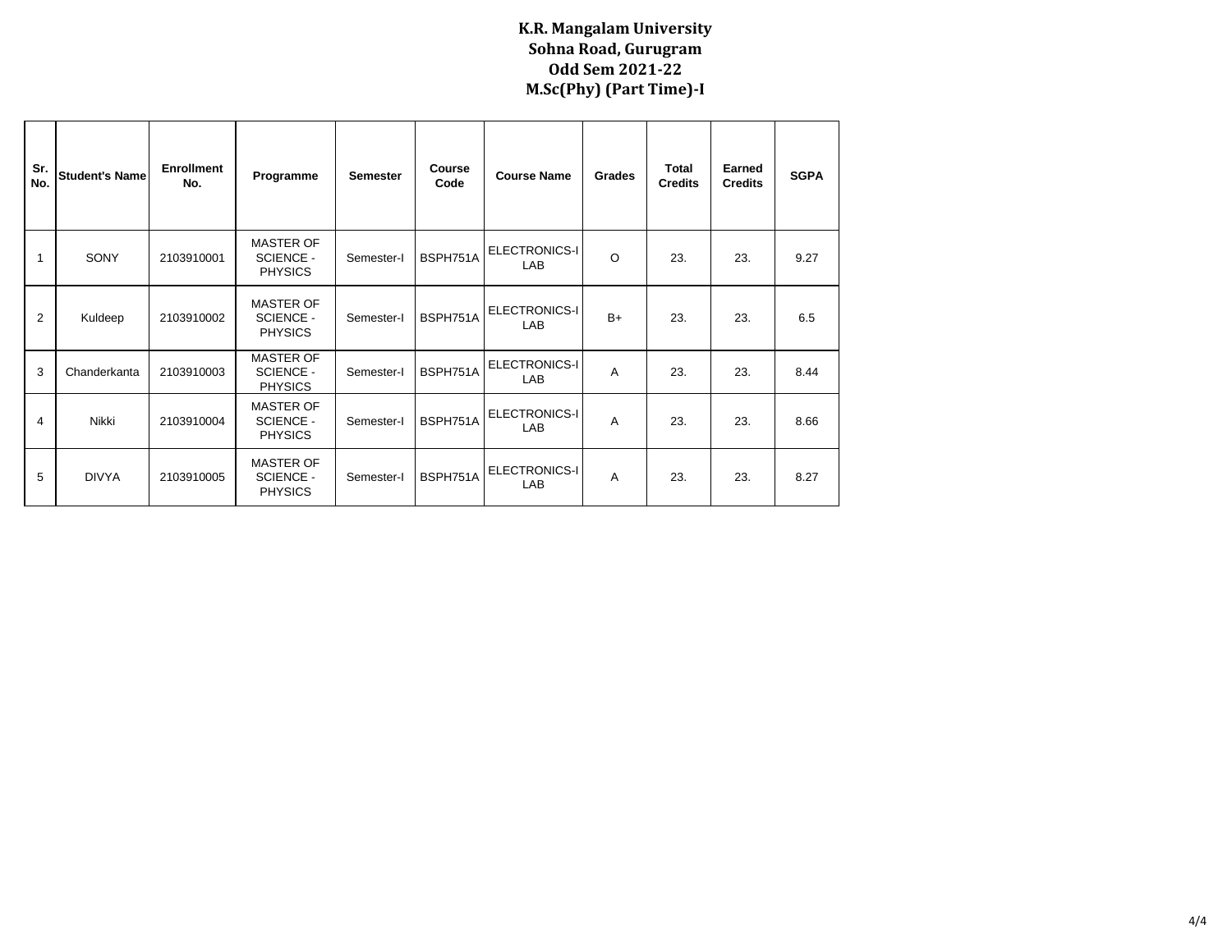# K.R. Mangalam University
## Sohna Road, Gurugram
## Odd Sem 2021-22
## M.Sc(Phy) (Part Time)-I

| Sr. No. | Student's Name | Enrollment No. | Programme | Semester | Course Code | Course Name | Grades | Total Credits | Earned Credits | SGPA |
|---|---|---|---|---|---|---|---|---|---|---|
| 1 | SONY | 2103910001 | MASTER OF SCIENCE - PHYSICS | Semester-I | BSPH751A | ELECTRONICS-I LAB | O | 23. | 23. | 9.27 |
| 2 | Kuldeep | 2103910002 | MASTER OF SCIENCE - PHYSICS | Semester-I | BSPH751A | ELECTRONICS-I LAB | B+ | 23. | 23. | 6.5 |
| 3 | Chanderkanta | 2103910003 | MASTER OF SCIENCE - PHYSICS | Semester-I | BSPH751A | ELECTRONICS-I LAB | A | 23. | 23. | 8.44 |
| 4 | Nikki | 2103910004 | MASTER OF SCIENCE - PHYSICS | Semester-I | BSPH751A | ELECTRONICS-I LAB | A | 23. | 23. | 8.66 |
| 5 | DIVYA | 2103910005 | MASTER OF SCIENCE - PHYSICS | Semester-I | BSPH751A | ELECTRONICS-I LAB | A | 23. | 23. | 8.27 |